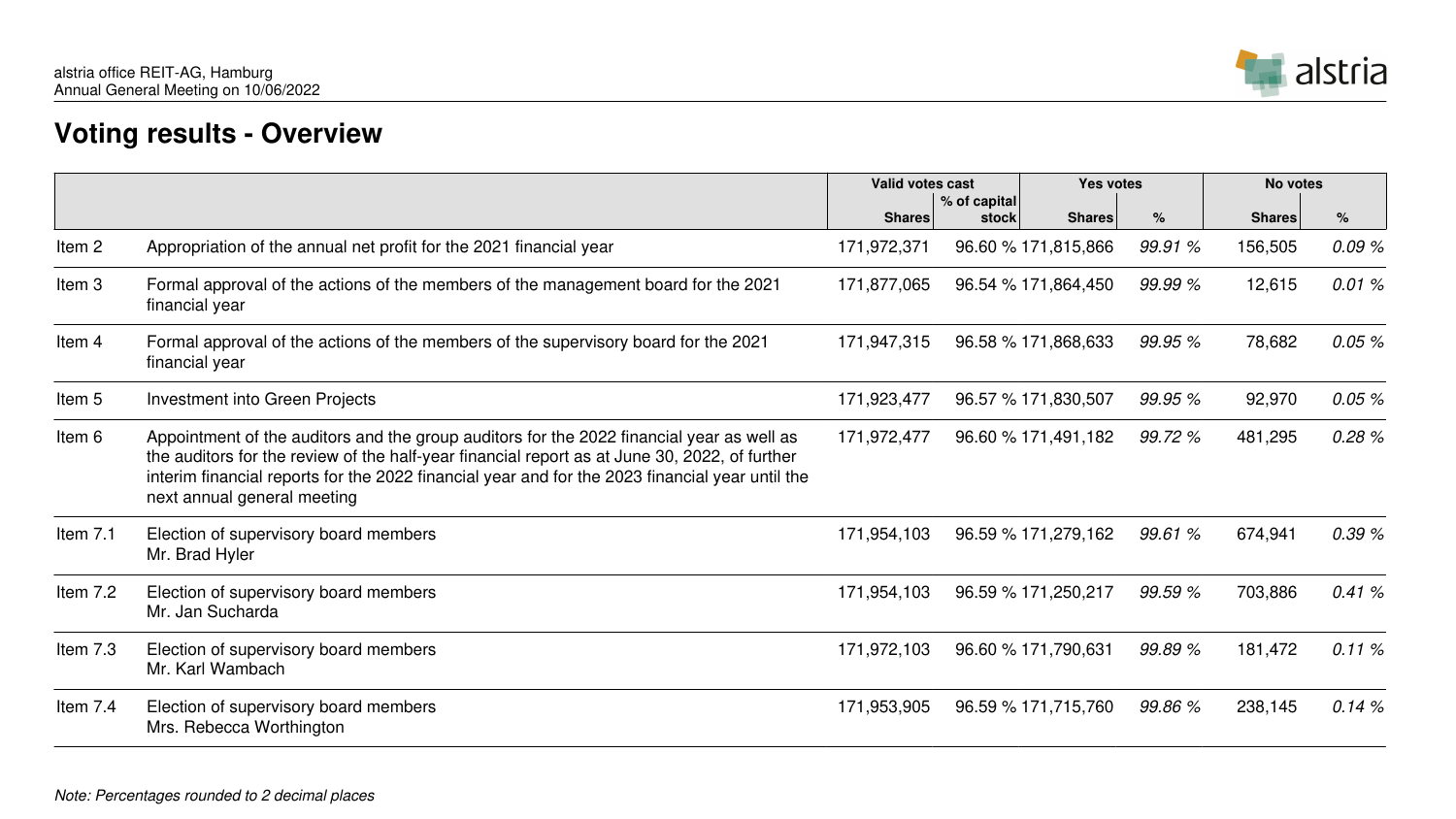alstria office REIT-AG, Hamburg
Annual General Meeting on 10/06/2022

## Voting results - Overview

| | | Valid votes cast | | Yes votes | | No votes | |
|---|---|---|---|---|---|---|---|
| | | Shares | % of capital stock | Shares | % | Shares | % |
| Item 2 | Appropriation of the annual net profit for the 2021 financial year | 171,972,371 | 96.60 % | 171,815,866 | *99.91 %* | 156,505 | *0.09 %* |
| Item 3 | Formal approval of the actions of the members of the management board for the 2021 financial year | 171,877,065 | 96.54 % | 171,864,450 | *99.99 %* | 12,615 | *0.01 %* |
| Item 4 | Formal approval of the actions of the members of the supervisory board for the 2021 financial year | 171,947,315 | 96.58 % | 171,868,633 | *99.95 %* | 78,682 | *0.05 %* |
| Item 5 | Investment into Green Projects | 171,923,477 | 96.57 % | 171,830,507 | *99.95 %* | 92,970 | *0.05 %* |
| Item 6 | Appointment of the auditors and the group auditors for the 2022 financial year as well as the auditors for the review of the half-year financial report as at June 30, 2022, of further interim financial reports for the 2022 financial year and for the 2023 financial year until the next annual general meeting | 171,972,477 | 96.60 % | 171,491,182 | *99.72 %* | 481,295 | *0.28 %* |
| Item 7.1 | Election of supervisory board members<br>Mr. Brad Hyler | 171,954,103 | 96.59 % | 171,279,162 | *99.61 %* | 674,941 | *0.39 %* |
| Item 7.2 | Election of supervisory board members<br>Mr. Jan Sucharda | 171,954,103 | 96.59 % | 171,250,217 | *99.59 %* | 703,886 | *0.41 %* |
| Item 7.3 | Election of supervisory board members<br>Mr. Karl Wambach | 171,972,103 | 96.60 % | 171,790,631 | *99.89 %* | 181,472 | *0.11 %* |
| Item 7.4 | Election of supervisory board members<br>Mrs. Rebecca Worthington | 171,953,905 | 96.59 % | 171,715,760 | *99.86 %* | 238,145 | *0.14 %* |

*Note: Percentages rounded to 2 decimal places*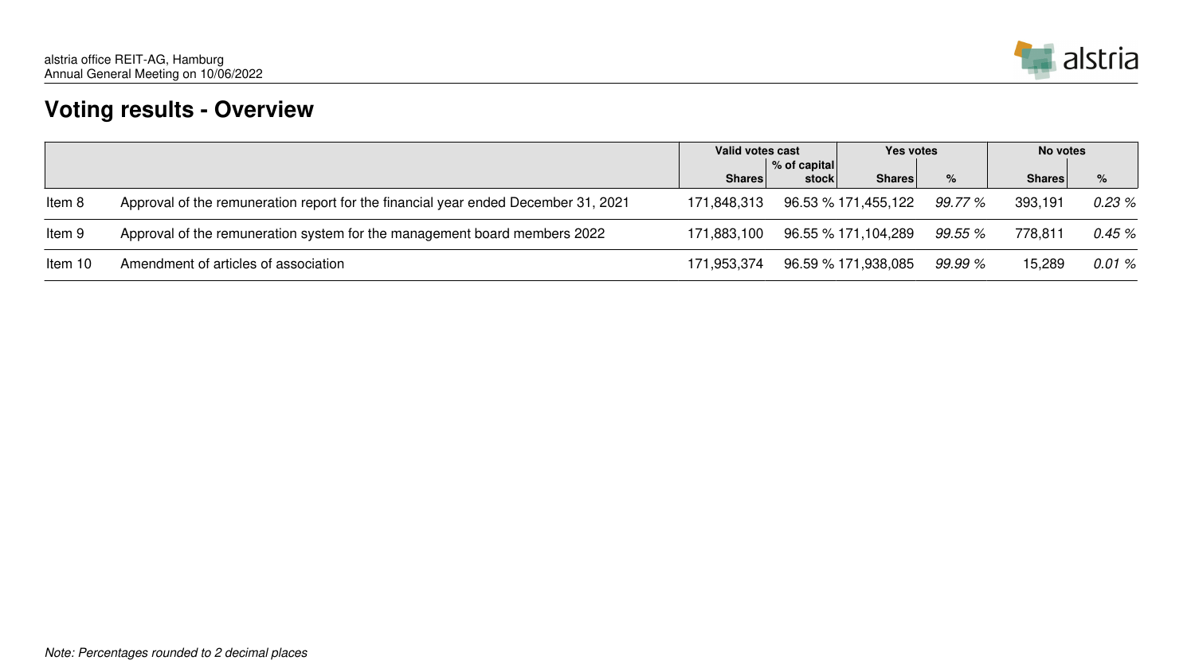## Voting results - Overview

| | | Valid votes cast | | Yes votes | | No votes | |
|---|---|---|---|---|---|---|---|
| | | Shares | % of capital stock | Shares | % | Shares | % |
| Item 8 | Approval of the remuneration report for the financial year ended December 31, 2021 | 171,848,313 | 96.53 % | 171,455,122 | *99.77 %* | 393,191 | *0.23 %* |
| Item 9 | Approval of the remuneration system for the management board members 2022 | 171,883,100 | 96.55 % | 171,104,289 | *99.55 %* | 778,811 | *0.45 %* |
| Item 10 | Amendment of articles of association | 171,953,374 | 96.59 % | 171,938,085 | *99.99 %* | 15,289 | *0.01 %* |

*Note: Percentages rounded to 2 decimal places*